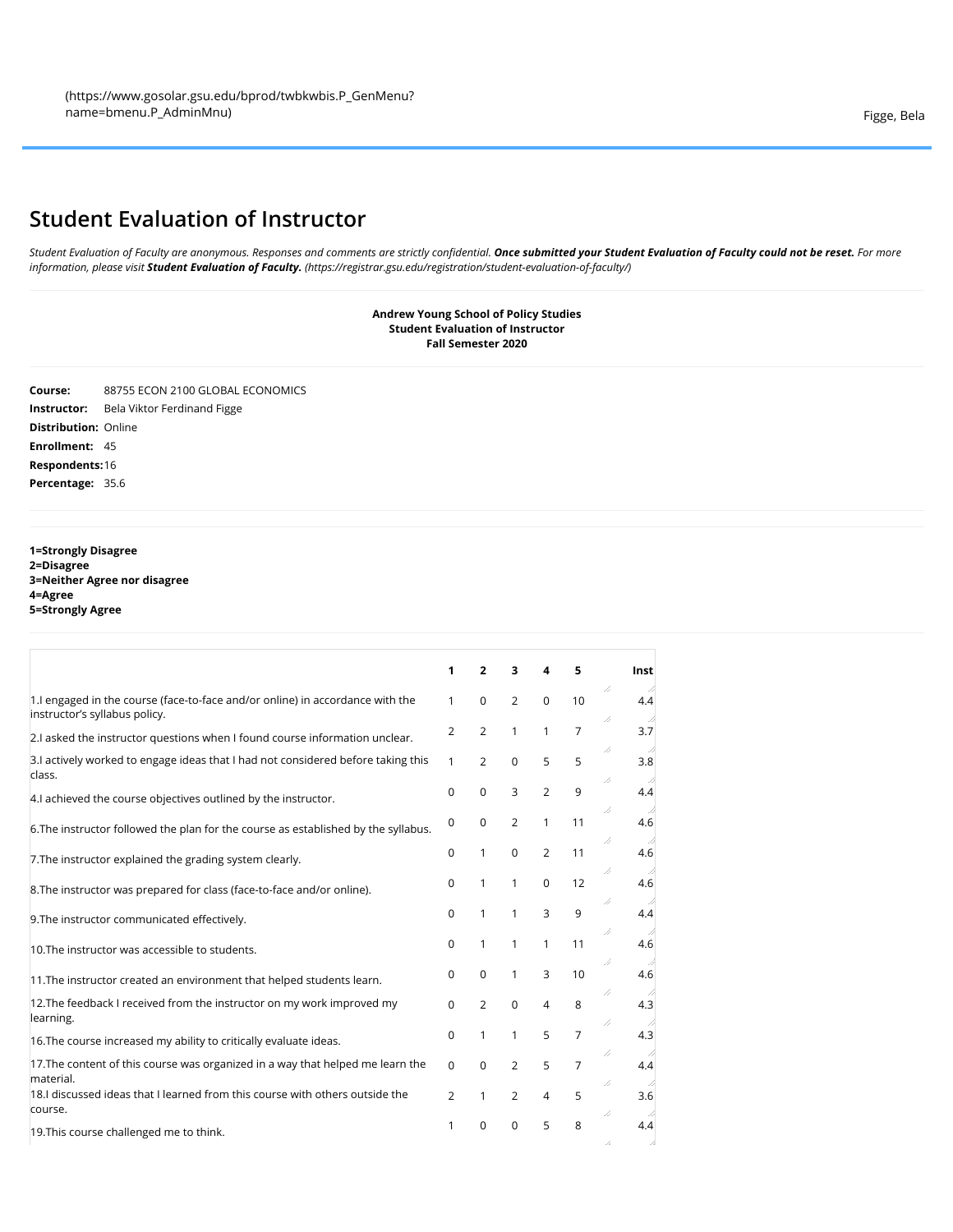(https://www.gosolar.gsu.edu/bprod/twbkwbis.P_GenMenu?name=bmenu.P_AdminMnu)

Figge, Bela

# Student Evaluation of Instructor

*Student Evaluation of Faculty are anonymous. Responses and comments are strictly confidential.* ***Once submitted your Student Evaluation of Faculty could not be reset.*** *For more information, please visit* ***Student Evaluation of Faculty.*** *(https://registrar.gsu.edu/registration/student-evaluation-of-faculty/)*

**Andrew Young School of Policy Studies**
**Student Evaluation of Instructor**
**Fall Semester 2020**

**Course:** 88755 ECON 2100 GLOBAL ECONOMICS
**Instructor:** Bela Viktor Ferdinand Figge
**Distribution:** Online
**Enrollment:** 45
**Respondents:** 16
**Percentage:** 35.6

**1=Strongly Disagree**
**2=Disagree**
**3=Neither Agree nor disagree**
**4=Agree**
**5=Strongly Agree**

| | 1 | 2 | 3 | 4 | 5 | Inst |
|---|---|---|---|---|---|---|
| 1.I engaged in the course (face-to-face and/or online) in accordance with the instructor's syllabus policy. | 1 | 0 | 2 | 0 | 10 | 4.4 |
| 2.I asked the instructor questions when I found course information unclear. | 2 | 2 | 1 | 1 | 7 | 3.7 |
| 3.I actively worked to engage ideas that I had not considered before taking this class. | 1 | 2 | 0 | 5 | 5 | 3.8 |
| 4.I achieved the course objectives outlined by the instructor. | 0 | 0 | 3 | 2 | 9 | 4.4 |
| 6.The instructor followed the plan for the course as established by the syllabus. | 0 | 0 | 2 | 1 | 11 | 4.6 |
| 7.The instructor explained the grading system clearly. | 0 | 1 | 0 | 2 | 11 | 4.6 |
| 8.The instructor was prepared for class (face-to-face and/or online). | 0 | 1 | 1 | 0 | 12 | 4.6 |
| 9.The instructor communicated effectively. | 0 | 1 | 1 | 3 | 9 | 4.4 |
| 10.The instructor was accessible to students. | 0 | 1 | 1 | 1 | 11 | 4.6 |
| 11.The instructor created an environment that helped students learn. | 0 | 0 | 1 | 3 | 10 | 4.6 |
| 12.The feedback I received from the instructor on my work improved my learning. | 0 | 2 | 0 | 4 | 8 | 4.3 |
| 16.The course increased my ability to critically evaluate ideas. | 0 | 1 | 1 | 5 | 7 | 4.3 |
| 17.The content of this course was organized in a way that helped me learn the material. | 0 | 0 | 2 | 5 | 7 | 4.4 |
| 18.I discussed ideas that I learned from this course with others outside the course. | 2 | 1 | 2 | 4 | 5 | 3.6 |
| 19.This course challenged me to think. | 1 | 0 | 0 | 5 | 8 | 4.4 |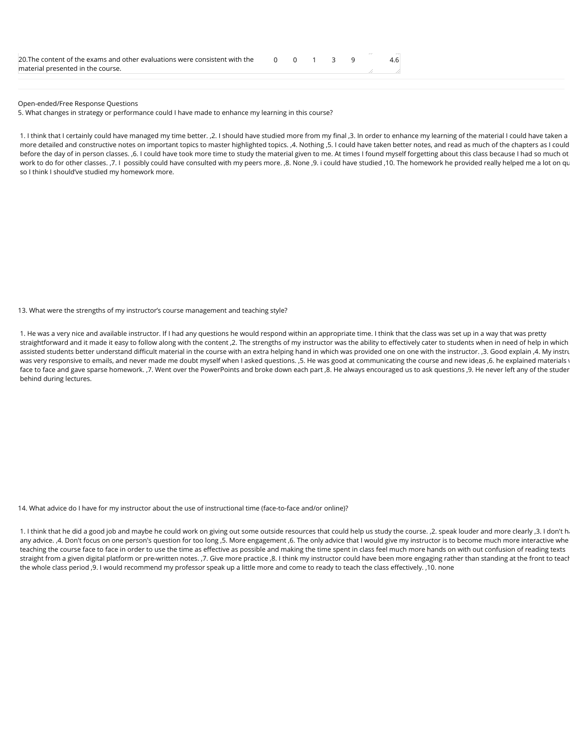| | | | | | | | |
|---|---|---|---|---|---|---|---|
| 20.The content of the exams and other evaluations were consistent with the material presented in the course. | 0 | 0 | 1 | 3 | 9 | | 4.6 |

Open-ended/Free Response Questions

5. What changes in strategy or performance could I have made to enhance my learning in this course?

1. I think that I certainly could have managed my time better. ,2. I should have studied more from my final ,3. In order to enhance my learning of the material I could have taken a more detailed and constructive notes on important topics to master highlighted topics. ,4. Nothing ,5. I could have taken better notes, and read as much of the chapters as I could before the day of in person classes. ,6. I could have took more time to study the material given to me. At times I found myself forgetting about this class because I had so much ot work to do for other classes. ,7. I possibly could have consulted with my peers more. ,8. None ,9. i could have studied ,10. The homework he provided really helped me a lot on qu so I think I should've studied my homework more.

13. What were the strengths of my instructor's course management and teaching style?

1. He was a very nice and available instructor. If I had any questions he would respond within an appropriate time. I think that the class was set up in a way that was pretty straightforward and it made it easy to follow along with the content ,2. The strengths of my instructor was the ability to effectively cater to students when in need of help in which assisted students better understand difficult material in the course with an extra helping hand in which was provided one on one with the instructor. ,3. Good explain ,4. My instru was very responsive to emails, and never made me doubt myself when I asked questions. ,5. He was good at communicating the course and new ideas ,6. he explained materials face to face and gave sparse homework. ,7. Went over the PowerPoints and broke down each part ,8. He always encouraged us to ask questions ,9. He never left any of the studer behind during lectures.

14. What advice do I have for my instructor about the use of instructional time (face-to-face and/or online)?

1. I think that he did a good job and maybe he could work on giving out some outside resources that could help us study the course. ,2. speak louder and more clearly ,3. I don't h any advice. ,4. Don't focus on one person's question for too long ,5. More engagement ,6. The only advice that I would give my instructor is to become much more interactive whe teaching the course face to face in order to use the time as effective as possible and making the time spent in class feel much more hands on with out confusion of reading texts straight from a given digital platform or pre-written notes. ,7. Give more practice ,8. I think my instructor could have been more engaging rather than standing at the front to teach the whole class period ,9. I would recommend my professor speak up a little more and come to ready to teach the class effectively. ,10. none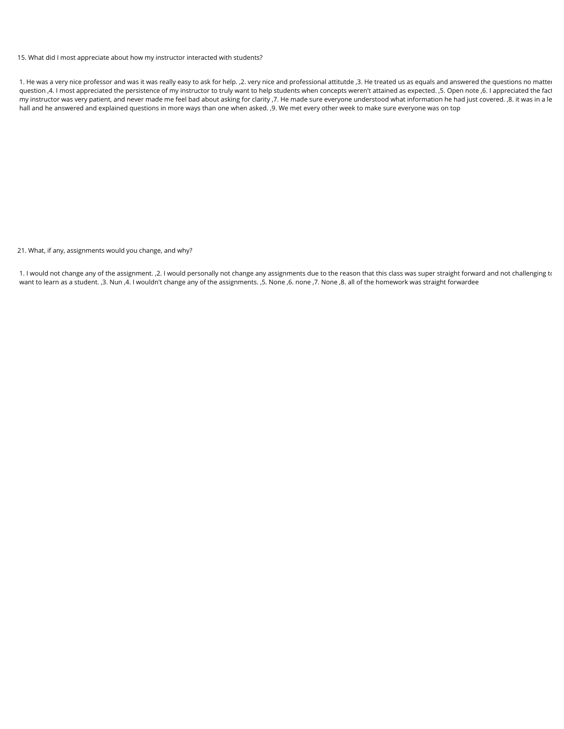15. What did I most appreciate about how my instructor interacted with students?

1. He was a very nice professor and was it was really easy to ask for help. ,2. very nice and professional attitutde ,3. He treated us as equals and answered the questions no matter question ,4. I most appreciated the persistence of my instructor to truly want to help students when concepts weren't attained as expected. ,5. Open note ,6. I appreciated the fact my instructor was very patient, and never made me feel bad about asking for clarity ,7. He made sure everyone understood what information he had just covered. ,8. it was in a le hall and he answered and explained questions in more ways than one when asked. ,9. We met every other week to make sure everyone was on top

21. What, if any, assignments would you change, and why?

1. I would not change any of the assignment. ,2. I would personally not change any assignments due to the reason that this class was super straight forward and not challenging to want to learn as a student. ,3. Nun ,4. I wouldn't change any of the assignments. ,5. None ,6. none ,7. None ,8. all of the homework was straight forwardee